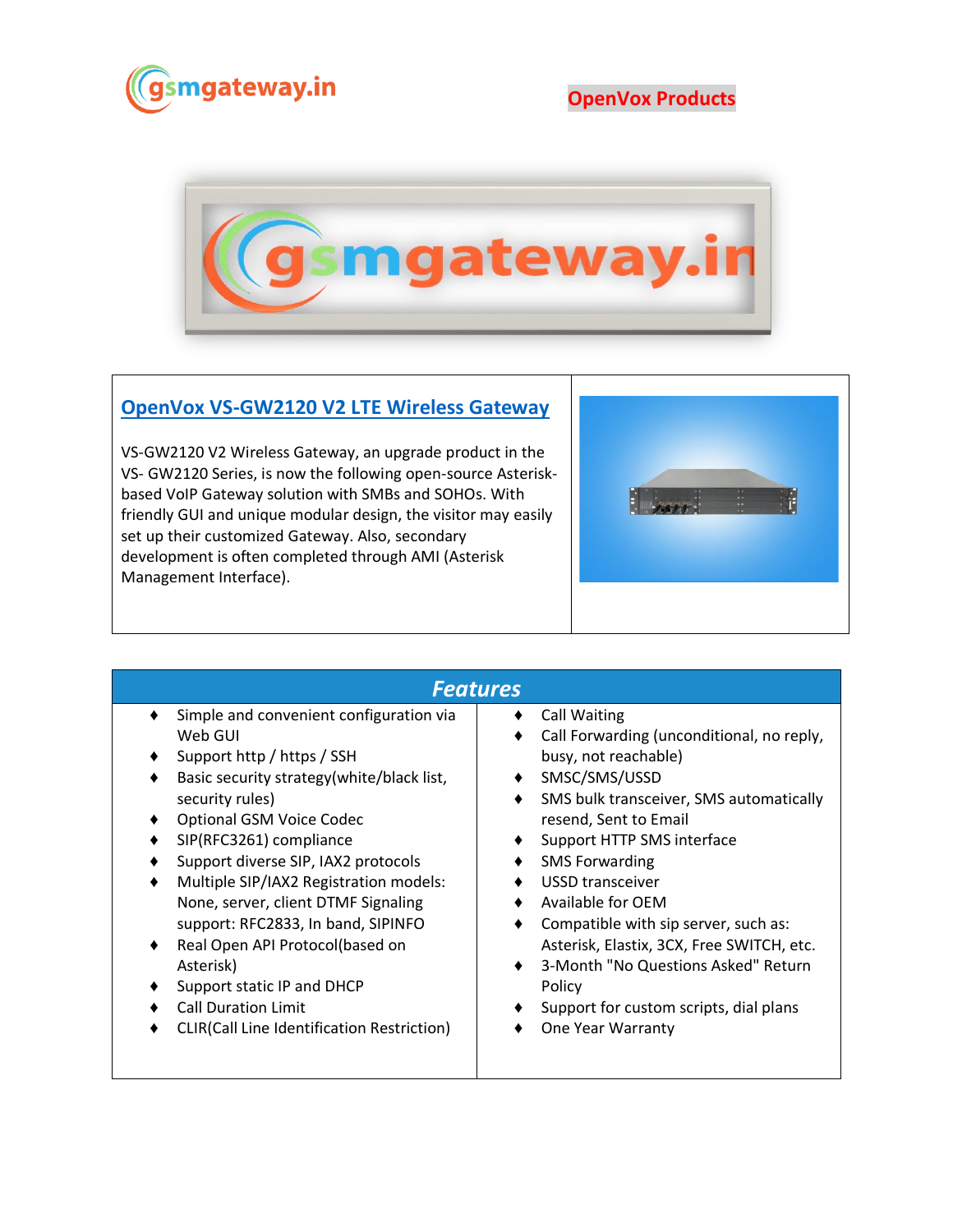gsmgateway.in

OpenVox Products

## OpenVox VS-GW2120 V2 LTE Wireless Gateway

VS-GW2120 V2 Wireless Gateway, an upgrade product in the VS- GW2120 Series, is now the following open-source Asterisk-based VoIP Gateway solution with SMBs and SOHOs. With friendly GUI and unique modular design, the visitor may easily set up their customized Gateway. Also, secondary development is often completed through AMI (Asterisk Management Interface).

## *Features*

- Simple and convenient configuration via Web GUI
- Support http / https / SSH
- Basic security strategy(white/black list, security rules)
- Optional GSM Voice Codec
- SIP(RFC3261) compliance
- Support diverse SIP, IAX2 protocols
- Multiple SIP/IAX2 Registration models: None, server, client DTMF Signaling support: RFC2833, In band, SIPINFO
- Real Open API Protocol(based on Asterisk)
- Support static IP and DHCP
- Call Duration Limit
- CLIR(Call Line Identification Restriction)
- Call Waiting
- Call Forwarding (unconditional, no reply, busy, not reachable)
- SMSC/SMS/USSD
- SMS bulk transceiver, SMS automatically resend, Sent to Email
- Support HTTP SMS interface
- SMS Forwarding
- USSD transceiver
- Available for OEM
- Compatible with sip server, such as: Asterisk, Elastix, 3CX, Free SWITCH, etc.
- 3-Month "No Questions Asked" Return Policy
- Support for custom scripts, dial plans
- One Year Warranty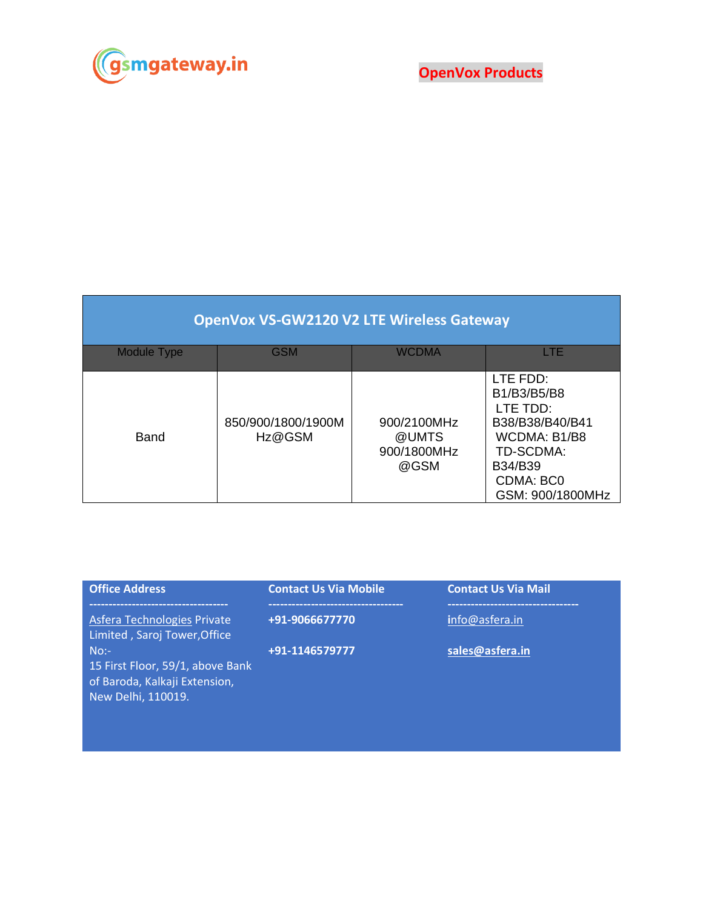gsmgateway.in

OpenVox Products

| OpenVox VS-GW2120 V2 LTE Wireless Gateway | | | |
|---|---|---|---|
| Module Type | GSM | WCDMA | LTE |
| Band | 850/900/1800/1900MHz@GSM | 900/2100MHz @UMTS 900/1800MHz @GSM | LTE FDD: B1/B3/B5/B8 LTE TDD: B38/B38/B40/B41 WCDMA: B1/B8 TD-SCDMA: B34/B39 CDMA: BC0 GSM: 900/1800MHz |

**Office Address**

-----------------------------------

Asfera Technologies Private Limited , Saroj Tower,Office No:-
15 First Floor, 59/1, above Bank of Baroda, Kalkaji Extension, New Delhi, 110019.

**Contact Us Via Mobile**

-----------------------------------

**+91-9066677770**

**+91-1146579777**

**Contact Us Via Mail**

-----------------------------------

**info@asfera.in**

**sales@asfera.in**